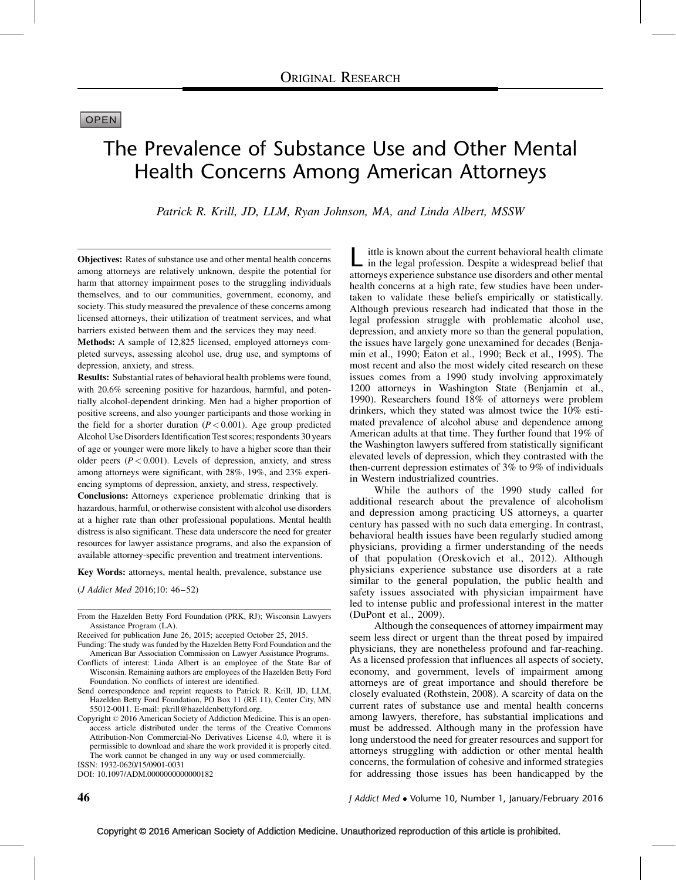Original Research

OPEN

# The Prevalence of Substance Use and Other Mental Health Concerns Among American Attorneys

*Patrick R. Krill, JD, LLM, Ryan Johnson, MA, and Linda Albert, MSSW*

**Objectives:** Rates of substance use and other mental health concerns among attorneys are relatively unknown, despite the potential for harm that attorney impairment poses to the struggling individuals themselves, and to our communities, government, economy, and society. This study measured the prevalence of these concerns among licensed attorneys, their utilization of treatment services, and what barriers existed between them and the services they may need.

**Methods:** A sample of 12,825 licensed, employed attorneys completed surveys, assessing alcohol use, drug use, and symptoms of depression, anxiety, and stress.

**Results:** Substantial rates of behavioral health problems were found, with 20.6% screening positive for hazardous, harmful, and potentially alcohol-dependent drinking. Men had a higher proportion of positive screens, and also younger participants and those working in the field for a shorter duration ($P < 0.001$). Age group predicted Alcohol Use Disorders Identification Test scores; respondents 30 years of age or younger were more likely to have a higher score than their older peers ($P < 0.001$). Levels of depression, anxiety, and stress among attorneys were significant, with 28%, 19%, and 23% experiencing symptoms of depression, anxiety, and stress, respectively.

**Conclusions:** Attorneys experience problematic drinking that is hazardous, harmful, or otherwise consistent with alcohol use disorders at a higher rate than other professional populations. Mental health distress is also significant. These data underscore the need for greater resources for lawyer assistance programs, and also the expansion of available attorney-specific prevention and treatment interventions.

**Key Words:** attorneys, mental health, prevalence, substance use

(*J Addict Med* 2016;10: 46–52)

From the Hazelden Betty Ford Foundation (PRK, RJ); Wisconsin Lawyers Assistance Program (LA).

Received for publication June 26, 2015; accepted October 25, 2015.

Funding: The study was funded by the Hazelden Betty Ford Foundation and the American Bar Association Commission on Lawyer Assistance Programs.

Conflicts of interest: Linda Albert is an employee of the State Bar of Wisconsin. Remaining authors are employees of the Hazelden Betty Ford Foundation. No conflicts of interest are identified.

Send correspondence and reprint requests to Patrick R. Krill, JD, LLM, Hazelden Betty Ford Foundation, PO Box 11 (RE 11), Center City, MN 55012-0011. E-mail: pkrill@hazeldenbettyford.org.

Copyright © 2016 American Society of Addiction Medicine. This is an open-access article distributed under the terms of the Creative Commons Attribution-Non Commercial-No Derivatives License 4.0, where it is permissible to download and share the work provided it is properly cited. The work cannot be changed in any way or used commercially.

ISSN: 1932-0620/15/0901-0031

DOI: 10.1097/ADM.0000000000000182

Little is known about the current behavioral health climate in the legal profession. Despite a widespread belief that attorneys experience substance use disorders and other mental health concerns at a high rate, few studies have been undertaken to validate these beliefs empirically or statistically. Although previous research had indicated that those in the legal profession struggle with problematic alcohol use, depression, and anxiety more so than the general population, the issues have largely gone unexamined for decades (Benjamin et al., 1990; Eaton et al., 1990; Beck et al., 1995). The most recent and also the most widely cited research on these issues comes from a 1990 study involving approximately 1200 attorneys in Washington State (Benjamin et al., 1990). Researchers found 18% of attorneys were problem drinkers, which they stated was almost twice the 10% estimated prevalence of alcohol abuse and dependence among American adults at that time. They further found that 19% of the Washington lawyers suffered from statistically significant elevated levels of depression, which they contrasted with the then-current depression estimates of 3% to 9% of individuals in Western industrialized countries.

While the authors of the 1990 study called for additional research about the prevalence of alcoholism and depression among practicing US attorneys, a quarter century has passed with no such data emerging. In contrast, behavioral health issues have been regularly studied among physicians, providing a firmer understanding of the needs of that population (Oreskovich et al., 2012). Although physicians experience substance use disorders at a rate similar to the general population, the public health and safety issues associated with physician impairment have led to intense public and professional interest in the matter (DuPont et al., 2009).

Although the consequences of attorney impairment may seem less direct or urgent than the threat posed by impaired physicians, they are nonetheless profound and far-reaching. As a licensed profession that influences all aspects of society, economy, and government, levels of impairment among attorneys are of great importance and should therefore be closely evaluated (Rothstein, 2008). A scarcity of data on the current rates of substance use and mental health concerns among lawyers, therefore, has substantial implications and must be addressed. Although many in the profession have long understood the need for greater resources and support for attorneys struggling with addiction or other mental health concerns, the formulation of cohesive and informed strategies for addressing those issues has been handicapped by the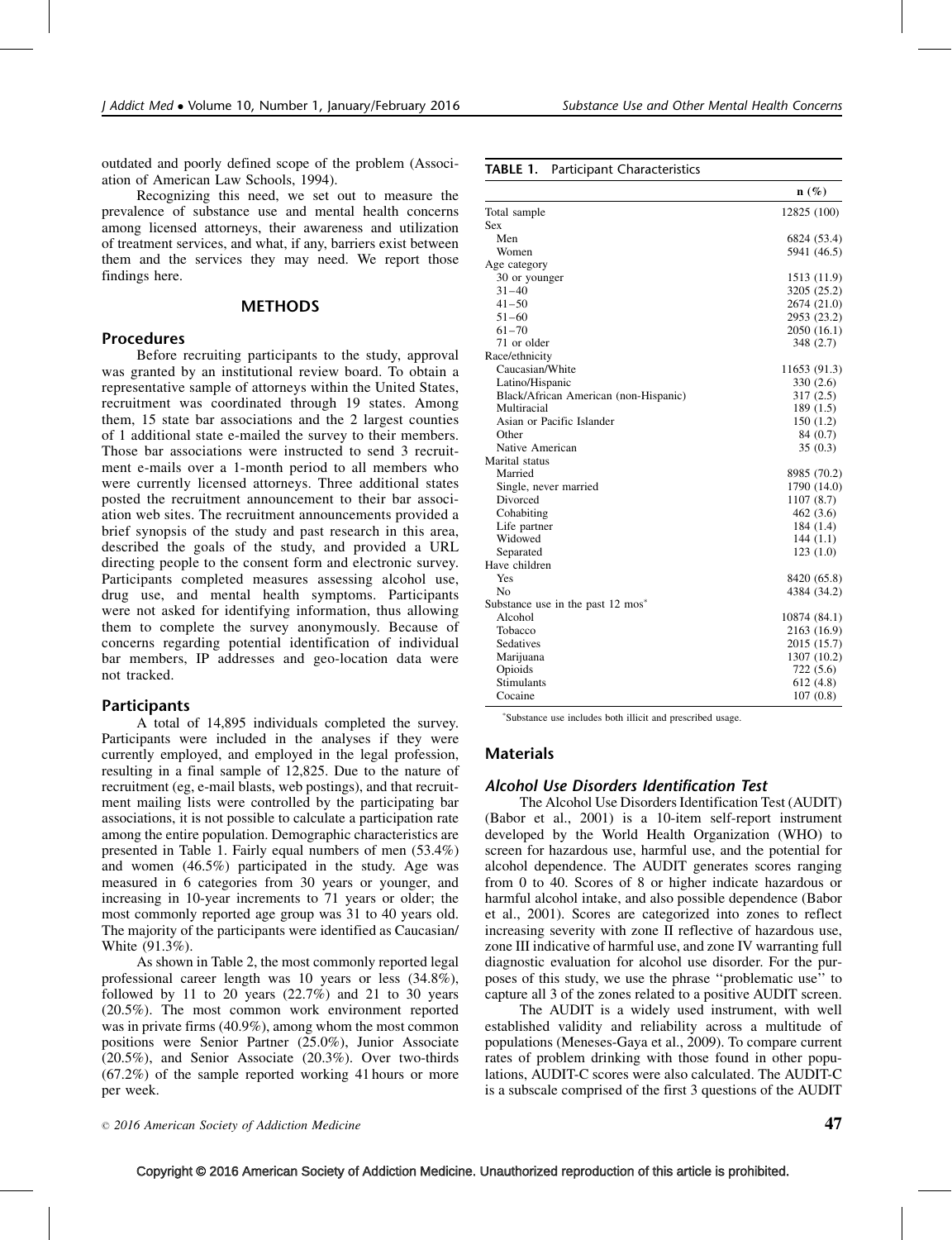outdated and poorly defined scope of the problem (Association of American Law Schools, 1994).

Recognizing this need, we set out to measure the prevalence of substance use and mental health concerns among licensed attorneys, their awareness and utilization of treatment services, and what, if any, barriers exist between them and the services they may need. We report those findings here.

## METHODS

### Procedures

Before recruiting participants to the study, approval was granted by an institutional review board. To obtain a representative sample of attorneys within the United States, recruitment was coordinated through 19 states. Among them, 15 state bar associations and the 2 largest counties of 1 additional state e-mailed the survey to their members. Those bar associations were instructed to send 3 recruitment e-mails over a 1-month period to all members who were currently licensed attorneys. Three additional states posted the recruitment announcement to their bar association web sites. The recruitment announcements provided a brief synopsis of the study and past research in this area, described the goals of the study, and provided a URL directing people to the consent form and electronic survey. Participants completed measures assessing alcohol use, drug use, and mental health symptoms. Participants were not asked for identifying information, thus allowing them to complete the survey anonymously. Because of concerns regarding potential identification of individual bar members, IP addresses and geo-location data were not tracked.

### Participants

A total of 14,895 individuals completed the survey. Participants were included in the analyses if they were currently employed, and employed in the legal profession, resulting in a final sample of 12,825. Due to the nature of recruitment (eg, e-mail blasts, web postings), and that recruitment mailing lists were controlled by the participating bar associations, it is not possible to calculate a participation rate among the entire population. Demographic characteristics are presented in Table 1. Fairly equal numbers of men (53.4%) and women (46.5%) participated in the study. Age was measured in 6 categories from 30 years or younger, and increasing in 10-year increments to 71 years or older; the most commonly reported age group was 31 to 40 years old. The majority of the participants were identified as Caucasian/White (91.3%).

As shown in Table 2, the most commonly reported legal professional career length was 10 years or less (34.8%), followed by 11 to 20 years (22.7%) and 21 to 30 years (20.5%). The most common work environment reported was in private firms (40.9%), among whom the most common positions were Senior Partner (25.0%), Junior Associate (20.5%), and Senior Associate (20.3%). Over two-thirds (67.2%) of the sample reported working 41 hours or more per week.

**TABLE 1.** Participant Characteristics

| | n (%) |
|---|---|
| Total sample | 12825 (100) |
| Sex | |
| Men | 6824 (53.4) |
| Women | 5941 (46.5) |
| Age category | |
| 30 or younger | 1513 (11.9) |
| 31–40 | 3205 (25.2) |
| 41–50 | 2674 (21.0) |
| 51–60 | 2953 (23.2) |
| 61–70 | 2050 (16.1) |
| 71 or older | 348 (2.7) |
| Race/ethnicity | |
| Caucasian/White | 11653 (91.3) |
| Latino/Hispanic | 330 (2.6) |
| Black/African American (non-Hispanic) | 317 (2.5) |
| Multiracial | 189 (1.5) |
| Asian or Pacific Islander | 150 (1.2) |
| Other | 84 (0.7) |
| Native American | 35 (0.3) |
| Marital status | |
| Married | 8985 (70.2) |
| Single, never married | 1790 (14.0) |
| Divorced | 1107 (8.7) |
| Cohabiting | 462 (3.6) |
| Life partner | 184 (1.4) |
| Widowed | 144 (1.1) |
| Separated | 123 (1.0) |
| Have children | |
| Yes | 8420 (65.8) |
| No | 4384 (34.2) |
| Substance use in the past 12 mos* | |
| Alcohol | 10874 (84.1) |
| Tobacco | 2163 (16.9) |
| Sedatives | 2015 (15.7) |
| Marijuana | 1307 (10.2) |
| Opioids | 722 (5.6) |
| Stimulants | 612 (4.8) |
| Cocaine | 107 (0.8) |

*Substance use includes both illicit and prescribed usage.

### Materials

#### *Alcohol Use Disorders Identification Test*

The Alcohol Use Disorders Identification Test (AUDIT) (Babor et al., 2001) is a 10-item self-report instrument developed by the World Health Organization (WHO) to screen for hazardous use, harmful use, and the potential for alcohol dependence. The AUDIT generates scores ranging from 0 to 40. Scores of 8 or higher indicate hazardous or harmful alcohol intake, and also possible dependence (Babor et al., 2001). Scores are categorized into zones to reflect increasing severity with zone II reflective of hazardous use, zone III indicative of harmful use, and zone IV warranting full diagnostic evaluation for alcohol use disorder. For the purposes of this study, we use the phrase "problematic use" to capture all 3 of the zones related to a positive AUDIT screen.

The AUDIT is a widely used instrument, with well established validity and reliability across a multitude of populations (Meneses-Gaya et al., 2009). To compare current rates of problem drinking with those found in other populations, AUDIT-C scores were also calculated. The AUDIT-C is a subscale comprised of the first 3 questions of the AUDIT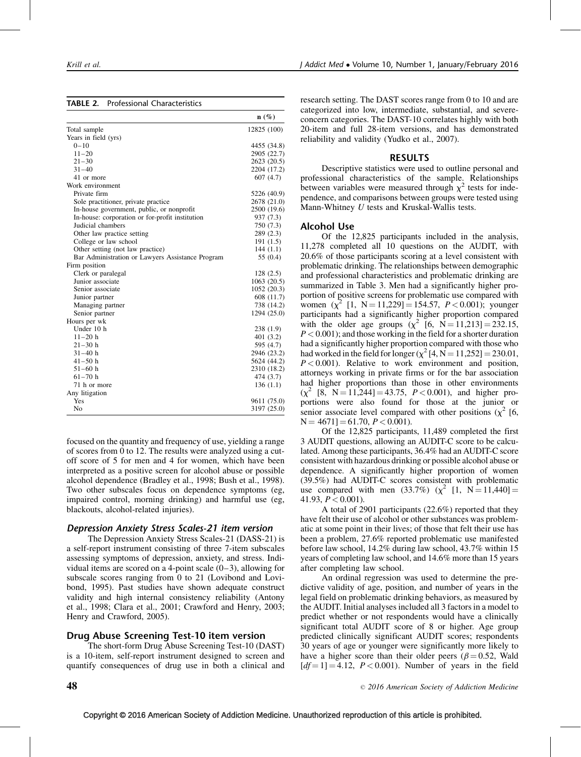**TABLE 2.** Professional Characteristics

| | n (%) |
|---|---|
| Total sample | 12825 (100) |
| Years in field (yrs) | |
| 0–10 | 4455 (34.8) |
| 11–20 | 2905 (22.7) |
| 21–30 | 2623 (20.5) |
| 31–40 | 2204 (17.2) |
| 41 or more | 607 (4.7) |
| Work environment | |
| Private firm | 5226 (40.9) |
| Sole practitioner, private practice | 2678 (21.0) |
| In-house government, public, or nonprofit | 2500 (19.6) |
| In-house: corporation or for-profit institution | 937 (7.3) |
| Judicial chambers | 750 (7.3) |
| Other law practice setting | 289 (2.3) |
| College or law school | 191 (1.5) |
| Other setting (not law practice) | 144 (1.1) |
| Bar Administration or Lawyers Assistance Program | 55 (0.4) |
| Firm position | |
| Clerk or paralegal | 128 (2.5) |
| Junior associate | 1063 (20.5) |
| Senior associate | 1052 (20.3) |
| Junior partner | 608 (11.7) |
| Managing partner | 738 (14.2) |
| Senior partner | 1294 (25.0) |
| Hours per wk | |
| Under 10 h | 238 (1.9) |
| 11–20 h | 401 (3.2) |
| 21–30 h | 595 (4.7) |
| 31–40 h | 2946 (23.2) |
| 41–50 h | 5624 (44.2) |
| 51–60 h | 2310 (18.2) |
| 61–70 h | 474 (3.7) |
| 71 h or more | 136 (1.1) |
| Any litigation | |
| Yes | 9611 (75.0) |
| No | 3197 (25.0) |

focused on the quantity and frequency of use, yielding a range of scores from 0 to 12. The results were analyzed using a cutoff score of 5 for men and 4 for women, which have been interpreted as a positive screen for alcohol abuse or possible alcohol dependence (Bradley et al., 1998; Bush et al., 1998). Two other subscales focus on dependence symptoms (eg, impaired control, morning drinking) and harmful use (eg, blackouts, alcohol-related injuries).

### Depression Anxiety Stress Scales-21 item version

The Depression Anxiety Stress Scales-21 (DASS-21) is a self-report instrument consisting of three 7-item subscales assessing symptoms of depression, anxiety, and stress. Individual items are scored on a 4-point scale (0–3), allowing for subscale scores ranging from 0 to 21 (Lovibond and Lovibond, 1995). Past studies have shown adequate construct validity and high internal consistency reliability (Antony et al., 1998; Clara et al., 2001; Crawford and Henry, 2003; Henry and Crawford, 2005).

### Drug Abuse Screening Test-10 item version

The short-form Drug Abuse Screening Test-10 (DAST) is a 10-item, self-report instrument designed to screen and quantify consequences of drug use in both a clinical and research setting. The DAST scores range from 0 to 10 and are categorized into low, intermediate, substantial, and severe-concern categories. The DAST-10 correlates highly with both 20-item and full 28-item versions, and has demonstrated reliability and validity (Yudko et al., 2007).

## RESULTS

Descriptive statistics were used to outline personal and professional characteristics of the sample. Relationships between variables were measured through $\chi^2$ tests for independence, and comparisons between groups were tested using Mann-Whitney $U$ tests and Kruskal-Wallis tests.

### Alcohol Use

Of the 12,825 participants included in the analysis, 11,278 completed all 10 questions on the AUDIT, with 20.6% of those participants scoring at a level consistent with problematic drinking. The relationships between demographic and professional characteristics and problematic drinking are summarized in Table 3. Men had a significantly higher proportion of positive screens for problematic use compared with women ($\chi^2$ [1, N = 11,229] = 154.57, $P < 0.001$); younger participants had a significantly higher proportion compared with the older age groups ($\chi^2$ [6, N = 11,213] = 232.15, $P < 0.001$); and those working in the field for a shorter duration had a significantly higher proportion compared with those who had worked in the field for longer ($\chi^2$ [4, N = 11,252] = 230.01, $P < 0.001$). Relative to work environment and position, attorneys working in private firms or for the bar association had higher proportions than those in other environments ($\chi^2$ [8, N = 11,244] = 43.75, $P < 0.001$), and higher proportions were also found for those at the junior or senior associate level compared with other positions ($\chi^2$ [6, N = 4671] = 61.70, $P < 0.001$).

Of the 12,825 participants, 11,489 completed the first 3 AUDIT questions, allowing an AUDIT-C score to be calculated. Among these participants, 36.4% had an AUDIT-C score consistent with hazardous drinking or possible alcohol abuse or dependence. A significantly higher proportion of women (39.5%) had AUDIT-C scores consistent with problematic use compared with men (33.7%) ($\chi^2$ [1, N = 11,440] = 41.93, $P < 0.001$).

A total of 2901 participants (22.6%) reported that they have felt their use of alcohol or other substances was problematic at some point in their lives; of those that felt their use has been a problem, 27.6% reported problematic use manifested before law school, 14.2% during law school, 43.7% within 15 years of completing law school, and 14.6% more than 15 years after completing law school.

An ordinal regression was used to determine the predictive validity of age, position, and number of years in the legal field on problematic drinking behaviors, as measured by the AUDIT. Initial analyses included all 3 factors in a model to predict whether or not respondents would have a clinically significant total AUDIT score of 8 or higher. Age group predicted clinically significant AUDIT scores; respondents 30 years of age or younger were significantly more likely to have a higher score than their older peers ($\beta = 0.52$, Wald [$df = 1$] = 4.12, $P < 0.001$). Number of years in the field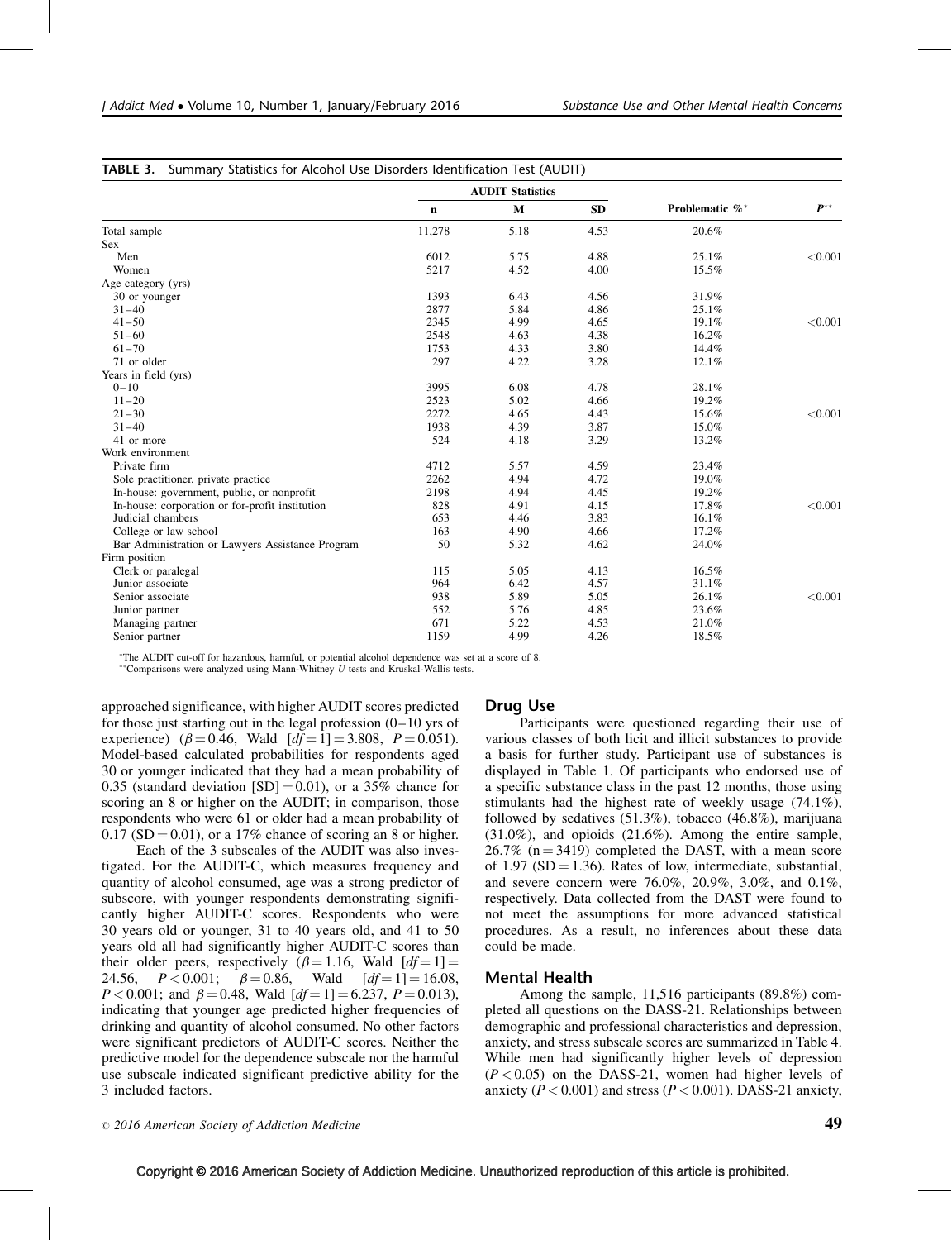**TABLE 3.** Summary Statistics for Alcohol Use Disorders Identification Test (AUDIT)

| | AUDIT Statistics | | | | |
|---|---|---|---|---|---|
| | **n** | **M** | **SD** | **Problematic %*** | **P**** |
| Total sample | 11,278 | 5.18 | 4.53 | 20.6% | |
| Sex | | | | | |
| Men | 6012 | 5.75 | 4.88 | 25.1% | <0.001 |
| Women | 5217 | 4.52 | 4.00 | 15.5% | |
| Age category (yrs) | | | | | |
| 30 or younger | 1393 | 6.43 | 4.56 | 31.9% | |
| 31–40 | 2877 | 5.84 | 4.86 | 25.1% | |
| 41–50 | 2345 | 4.99 | 4.65 | 19.1% | <0.001 |
| 51–60 | 2548 | 4.63 | 4.38 | 16.2% | |
| 61–70 | 1753 | 4.33 | 3.80 | 14.4% | |
| 71 or older | 297 | 4.22 | 3.28 | 12.1% | |
| Years in field (yrs) | | | | | |
| 0–10 | 3995 | 6.08 | 4.78 | 28.1% | |
| 11–20 | 2523 | 5.02 | 4.66 | 19.2% | |
| 21–30 | 2272 | 4.65 | 4.43 | 15.6% | <0.001 |
| 31–40 | 1938 | 4.39 | 3.87 | 15.0% | |
| 41 or more | 524 | 4.18 | 3.29 | 13.2% | |
| Work environment | | | | | |
| Private firm | 4712 | 5.57 | 4.59 | 23.4% | |
| Sole practitioner, private practice | 2262 | 4.94 | 4.72 | 19.0% | |
| In-house: government, public, or nonprofit | 2198 | 4.94 | 4.45 | 19.2% | |
| In-house: corporation or for-profit institution | 828 | 4.91 | 4.15 | 17.8% | <0.001 |
| Judicial chambers | 653 | 4.46 | 3.83 | 16.1% | |
| College or law school | 163 | 4.90 | 4.66 | 17.2% | |
| Bar Administration or Lawyers Assistance Program | 50 | 5.32 | 4.62 | 24.0% | |
| Firm position | | | | | |
| Clerk or paralegal | 115 | 5.05 | 4.13 | 16.5% | |
| Junior associate | 964 | 6.42 | 4.57 | 31.1% | |
| Senior associate | 938 | 5.89 | 5.05 | 26.1% | <0.001 |
| Junior partner | 552 | 5.76 | 4.85 | 23.6% | |
| Managing partner | 671 | 5.22 | 4.53 | 21.0% | |
| Senior partner | 1159 | 4.99 | 4.26 | 18.5% | |

*The AUDIT cut-off for hazardous, harmful, or potential alcohol dependence was set at a score of 8.
**Comparisons were analyzed using Mann-Whitney *U* tests and Kruskal-Wallis tests.

approached significance, with higher AUDIT scores predicted for those just starting out in the legal profession (0–10 yrs of experience) ($\beta = 0.46$, Wald $[df = 1] = 3.808$, $P = 0.051$). Model-based calculated probabilities for respondents aged 30 or younger indicated that they had a mean probability of 0.35 (standard deviation [SD] = 0.01), or a 35% chance for scoring an 8 or higher on the AUDIT; in comparison, those respondents who were 61 or older had a mean probability of 0.17 (SD = 0.01), or a 17% chance of scoring an 8 or higher.

Each of the 3 subscales of the AUDIT was also investigated. For the AUDIT-C, which measures frequency and quantity of alcohol consumed, age was a strong predictor of subscore, with younger respondents demonstrating significantly higher AUDIT-C scores. Respondents who were 30 years old or younger, 31 to 40 years old, and 41 to 50 years old all had significantly higher AUDIT-C scores than their older peers, respectively ($\beta = 1.16$, Wald $[df = 1] = 24.56$, $P < 0.001$; $\beta = 0.86$, Wald $[df = 1] = 16.08$, $P < 0.001$; and $\beta = 0.48$, Wald $[df = 1] = 6.237$, $P = 0.013$), indicating that younger age predicted higher frequencies of drinking and quantity of alcohol consumed. No other factors were significant predictors of AUDIT-C scores. Neither the predictive model for the dependence subscale nor the harmful use subscale indicated significant predictive ability for the 3 included factors.

## Drug Use

Participants were questioned regarding their use of various classes of both licit and illicit substances to provide a basis for further study. Participant use of substances is displayed in Table 1. Of participants who endorsed use of a specific substance class in the past 12 months, those using stimulants had the highest rate of weekly usage (74.1%), followed by sedatives (51.3%), tobacco (46.8%), marijuana (31.0%), and opioids (21.6%). Among the entire sample, 26.7% (n = 3419) completed the DAST, with a mean score of 1.97 (SD = 1.36). Rates of low, intermediate, substantial, and severe concern were 76.0%, 20.9%, 3.0%, and 0.1%, respectively. Data collected from the DAST were found to not meet the assumptions for more advanced statistical procedures. As a result, no inferences about these data could be made.

## Mental Health

Among the sample, 11,516 participants (89.8%) completed all questions on the DASS-21. Relationships between demographic and professional characteristics and depression, anxiety, and stress subscale scores are summarized in Table 4. While men had significantly higher levels of depression ($P < 0.05$) on the DASS-21, women had higher levels of anxiety ($P < 0.001$) and stress ($P < 0.001$). DASS-21 anxiety,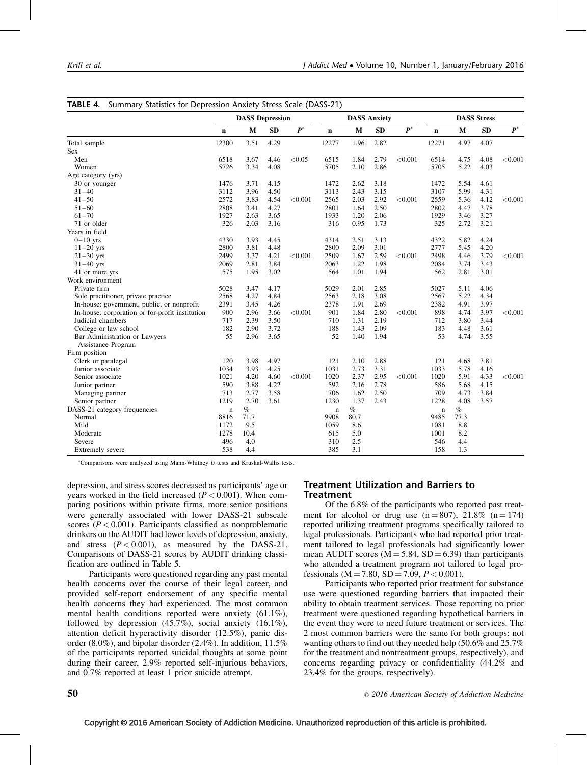**TABLE 4.** Summary Statistics for Depression Anxiety Stress Scale (DASS-21)

| | DASS Depression | | | | DASS Anxiety | | | | DASS Stress | | | |
|---|---|---|---|---|---|---|---|---|---|---|---|---|
| | n | M | SD | $P^*$ | n | M | SD | $P^*$ | n | M | SD | $P^*$ |
| Total sample | 12300 | 3.51 | 4.29 | | 12277 | 1.96 | 2.82 | | 12271 | 4.97 | 4.07 | |
| Sex | | | | | | | | | | | | |
| Men | 6518 | 3.67 | 4.46 | <0.05 | 6515 | 1.84 | 2.79 | <0.001 | 6514 | 4.75 | 4.08 | <0.001 |
| Women | 5726 | 3.34 | 4.08 | | 5705 | 2.10 | 2.86 | | 5705 | 5.22 | 4.03 | |
| Age category (yrs) | | | | | | | | | | | | |
| 30 or younger | 1476 | 3.71 | 4.15 | | 1472 | 2.62 | 3.18 | | 1472 | 5.54 | 4.61 | |
| 31–40 | 3112 | 3.96 | 4.50 | | 3113 | 2.43 | 3.15 | | 3107 | 5.99 | 4.31 | |
| 41–50 | 2572 | 3.83 | 4.54 | <0.001 | 2565 | 2.03 | 2.92 | <0.001 | 2559 | 5.36 | 4.12 | <0.001 |
| 51–60 | 2808 | 3.41 | 4.27 | | 2801 | 1.64 | 2.50 | | 2802 | 4.47 | 3.78 | |
| 61–70 | 1927 | 2.63 | 3.65 | | 1933 | 1.20 | 2.06 | | 1929 | 3.46 | 3.27 | |
| 71 or older | 326 | 2.03 | 3.16 | | 316 | 0.95 | 1.73 | | 325 | 2.72 | 3.21 | |
| Years in field | | | | | | | | | | | | |
| 0–10 yrs | 4330 | 3.93 | 4.45 | | 4314 | 2.51 | 3.13 | | 4322 | 5.82 | 4.24 | |
| 11–20 yrs | 2800 | 3.81 | 4.48 | | 2800 | 2.09 | 3.01 | | 2777 | 5.45 | 4.20 | |
| 21–30 yrs | 2499 | 3.37 | 4.21 | <0.001 | 2509 | 1.67 | 2.59 | <0.001 | 2498 | 4.46 | 3.79 | <0.001 |
| 31–40 yrs | 2069 | 2.81 | 3.84 | | 2063 | 1.22 | 1.98 | | 2084 | 3.74 | 3.43 | |
| 41 or more yrs | 575 | 1.95 | 3.02 | | 564 | 1.01 | 1.94 | | 562 | 2.81 | 3.01 | |
| Work environment | | | | | | | | | | | | |
| Private firm | 5028 | 3.47 | 4.17 | | 5029 | 2.01 | 2.85 | | 5027 | 5.11 | 4.06 | |
| Sole practitioner, private practice | 2568 | 4.27 | 4.84 | | 2563 | 2.18 | 3.08 | | 2567 | 5.22 | 4.34 | |
| In-house: government, public, or nonprofit | 2391 | 3.45 | 4.26 | | 2378 | 1.91 | 2.69 | | 2382 | 4.91 | 3.97 | |
| In-house: corporation or for-profit institution | 900 | 2.96 | 3.66 | <0.001 | 901 | 1.84 | 2.80 | <0.001 | 898 | 4.74 | 3.97 | <0.001 |
| Judicial chambers | 717 | 2.39 | 3.50 | | 710 | 1.31 | 2.19 | | 712 | 3.80 | 3.44 | |
| College or law school | 182 | 2.90 | 3.72 | | 188 | 1.43 | 2.09 | | 183 | 4.48 | 3.61 | |
| Bar Administration or Lawyers Assistance Program | 55 | 2.96 | 3.65 | | 52 | 1.40 | 1.94 | | 53 | 4.74 | 3.55 | |
| Firm position | | | | | | | | | | | | |
| Clerk or paralegal | 120 | 3.98 | 4.97 | | 121 | 2.10 | 2.88 | | 121 | 4.68 | 3.81 | |
| Junior associate | 1034 | 3.93 | 4.25 | | 1031 | 2.73 | 3.31 | | 1033 | 5.78 | 4.16 | |
| Senior associate | 1021 | 4.20 | 4.60 | <0.001 | 1020 | 2.37 | 2.95 | <0.001 | 1020 | 5.91 | 4.33 | <0.001 |
| Junior partner | 590 | 3.88 | 4.22 | | 592 | 2.16 | 2.78 | | 586 | 5.68 | 4.15 | |
| Managing partner | 713 | 2.77 | 3.58 | | 706 | 1.62 | 2.50 | | 709 | 4.73 | 3.84 | |
| Senior partner | 1219 | 2.70 | 3.61 | | 1230 | 1.37 | 2.43 | | 1228 | 4.08 | 3.57 | |
| DASS-21 category frequencies | n | % | | | n | % | | | n | % | | |
| Normal | 8816 | 71.7 | | | 9908 | 80.7 | | | 9485 | 77.3 | | |
| Mild | 1172 | 9.5 | | | 1059 | 8.6 | | | 1081 | 8.8 | | |
| Moderate | 1278 | 10.4 | | | 615 | 5.0 | | | 1001 | 8.2 | | |
| Severe | 496 | 4.0 | | | 310 | 2.5 | | | 546 | 4.4 | | |
| Extremely severe | 538 | 4.4 | | | 385 | 3.1 | | | 158 | 1.3 | | |

*Comparisons were analyzed using Mann-Whitney *U* tests and Kruskal-Wallis tests.

depression, and stress scores decreased as participants' age or years worked in the field increased ($P < 0.001$). When comparing positions within private firms, more senior positions were generally associated with lower DASS-21 subscale scores ($P < 0.001$). Participants classified as nonproblematic drinkers on the AUDIT had lower levels of depression, anxiety, and stress ($P < 0.001$), as measured by the DASS-21. Comparisons of DASS-21 scores by AUDIT drinking classification are outlined in Table 5.

Participants were questioned regarding any past mental health concerns over the course of their legal career, and provided self-report endorsement of any specific mental health concerns they had experienced. The most common mental health conditions reported were anxiety (61.1%), followed by depression (45.7%), social anxiety (16.1%), attention deficit hyperactivity disorder (12.5%), panic disorder (8.0%), and bipolar disorder (2.4%). In addition, 11.5% of the participants reported suicidal thoughts at some point during their career, 2.9% reported self-injurious behaviors, and 0.7% reported at least 1 prior suicide attempt.

## Treatment Utilization and Barriers to Treatment

Of the 6.8% of the participants who reported past treatment for alcohol or drug use ($n = 807$), 21.8% ($n = 174$) reported utilizing treatment programs specifically tailored to legal professionals. Participants who had reported prior treatment tailored to legal professionals had significantly lower mean AUDIT scores ($M = 5.84$, $SD = 6.39$) than participants who attended a treatment program not tailored to legal professionals ($M = 7.80$, $SD = 7.09$, $P < 0.001$).

Participants who reported prior treatment for substance use were questioned regarding barriers that impacted their ability to obtain treatment services. Those reporting no prior treatment were questioned regarding hypothetical barriers in the event they were to need future treatment or services. The 2 most common barriers were the same for both groups: not wanting others to find out they needed help (50.6% and 25.7% for the treatment and nontreatment groups, respectively), and concerns regarding privacy or confidentiality (44.2% and 23.4% for the groups, respectively).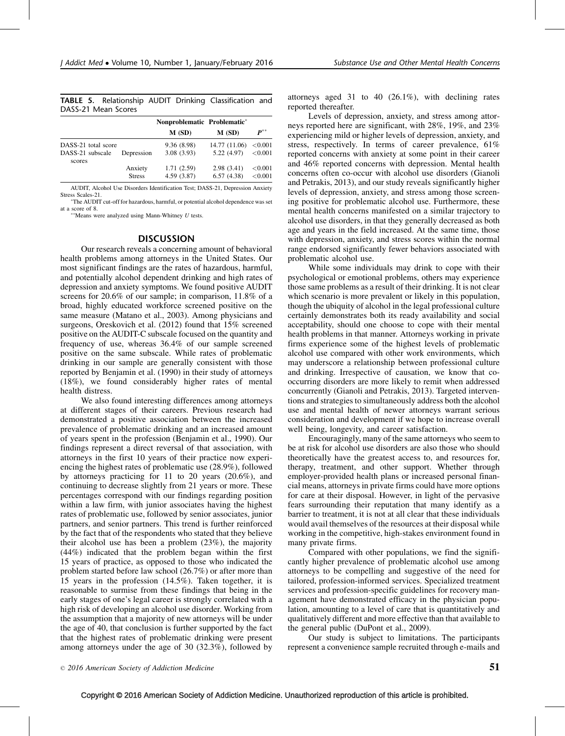**TABLE 5.** Relationship AUDIT Drinking Classification and DASS-21 Mean Scores

| | | Nonproblematic | Problematic* | |
|---|---|---|---|---|
| | | M (SD) | M (SD) | $P^{**}$ |
| DASS-21 total score | | 9.36 (8.98) | 14.77 (11.06) | <0.001 |
| DASS-21 subscale scores | Depression | 3.08 (3.93) | 5.22 (4.97) | <0.001 |
| | Anxiety | 1.71 (2.59) | 2.98 (3.41) | <0.001 |
| | Stress | 4.59 (3.87) | 6.57 (4.38) | <0.001 |

AUDIT, Alcohol Use Disorders Identification Test; DASS-21, Depression Anxiety Stress Scales-21.

*The AUDIT cut-off for hazardous, harmful, or potential alcohol dependence was set at a score of 8.

**Means were analyzed using Mann-Whitney *U* tests.

## DISCUSSION

Our research reveals a concerning amount of behavioral health problems among attorneys in the United States. Our most significant findings are the rates of hazardous, harmful, and potentially alcohol dependent drinking and high rates of depression and anxiety symptoms. We found positive AUDIT screens for 20.6% of our sample; in comparison, 11.8% of a broad, highly educated workforce screened positive on the same measure (Matano et al., 2003). Among physicians and surgeons, Oreskovich et al. (2012) found that 15% screened positive on the AUDIT-C subscale focused on the quantity and frequency of use, whereas 36.4% of our sample screened positive on the same subscale. While rates of problematic drinking in our sample are generally consistent with those reported by Benjamin et al. (1990) in their study of attorneys (18%), we found considerably higher rates of mental health distress.

We also found interesting differences among attorneys at different stages of their careers. Previous research had demonstrated a positive association between the increased prevalence of problematic drinking and an increased amount of years spent in the profession (Benjamin et al., 1990). Our findings represent a direct reversal of that association, with attorneys in the first 10 years of their practice now experiencing the highest rates of problematic use (28.9%), followed by attorneys practicing for 11 to 20 years (20.6%), and continuing to decrease slightly from 21 years or more. These percentages correspond with our findings regarding position within a law firm, with junior associates having the highest rates of problematic use, followed by senior associates, junior partners, and senior partners. This trend is further reinforced by the fact that of the respondents who stated that they believe their alcohol use has been a problem (23%), the majority (44%) indicated that the problem began within the first 15 years of practice, as opposed to those who indicated the problem started before law school (26.7%) or after more than 15 years in the profession (14.5%). Taken together, it is reasonable to surmise from these findings that being in the early stages of one's legal career is strongly correlated with a high risk of developing an alcohol use disorder. Working from the assumption that a majority of new attorneys will be under the age of 40, that conclusion is further supported by the fact that the highest rates of problematic drinking were present among attorneys under the age of 30 (32.3%), followed by attorneys aged 31 to 40 (26.1%), with declining rates reported thereafter.

Levels of depression, anxiety, and stress among attorneys reported here are significant, with 28%, 19%, and 23% experiencing mild or higher levels of depression, anxiety, and stress, respectively. In terms of career prevalence, 61% reported concerns with anxiety at some point in their career and 46% reported concerns with depression. Mental health concerns often co-occur with alcohol use disorders (Gianoli and Petrakis, 2013), and our study reveals significantly higher levels of depression, anxiety, and stress among those screening positive for problematic alcohol use. Furthermore, these mental health concerns manifested on a similar trajectory to alcohol use disorders, in that they generally decreased as both age and years in the field increased. At the same time, those with depression, anxiety, and stress scores within the normal range endorsed significantly fewer behaviors associated with problematic alcohol use.

While some individuals may drink to cope with their psychological or emotional problems, others may experience those same problems as a result of their drinking. It is not clear which scenario is more prevalent or likely in this population, though the ubiquity of alcohol in the legal professional culture certainly demonstrates both its ready availability and social acceptability, should one choose to cope with their mental health problems in that manner. Attorneys working in private firms experience some of the highest levels of problematic alcohol use compared with other work environments, which may underscore a relationship between professional culture and drinking. Irrespective of causation, we know that co-occurring disorders are more likely to remit when addressed concurrently (Gianoli and Petrakis, 2013). Targeted interventions and strategies to simultaneously address both the alcohol use and mental health of newer attorneys warrant serious consideration and development if we hope to increase overall well being, longevity, and career satisfaction.

Encouragingly, many of the same attorneys who seem to be at risk for alcohol use disorders are also those who should theoretically have the greatest access to, and resources for, therapy, treatment, and other support. Whether through employer-provided health plans or increased personal financial means, attorneys in private firms could have more options for care at their disposal. However, in light of the pervasive fears surrounding their reputation that many identify as a barrier to treatment, it is not at all clear that these individuals would avail themselves of the resources at their disposal while working in the competitive, high-stakes environment found in many private firms.

Compared with other populations, we find the significantly higher prevalence of problematic alcohol use among attorneys to be compelling and suggestive of the need for tailored, profession-informed services. Specialized treatment services and profession-specific guidelines for recovery management have demonstrated efficacy in the physician population, amounting to a level of care that is quantitatively and qualitatively different and more effective than that available to the general public (DuPont et al., 2009).

Our study is subject to limitations. The participants represent a convenience sample recruited through e-mails and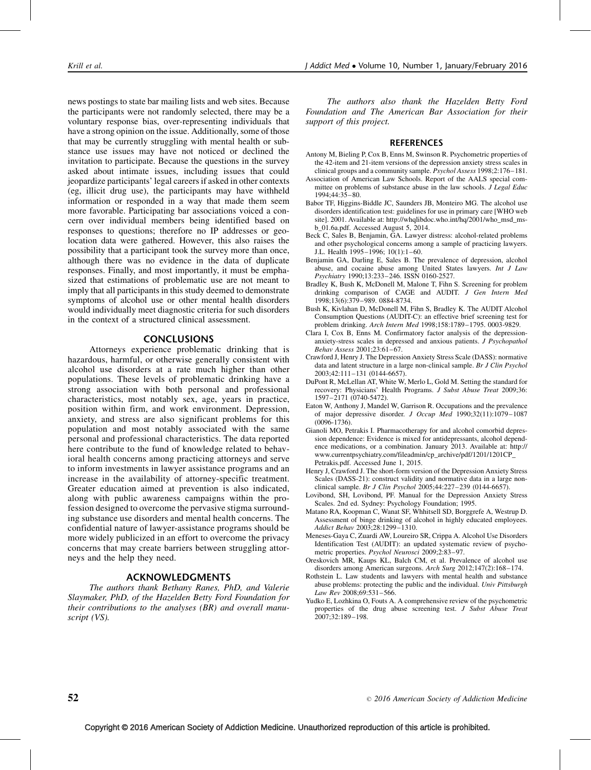news postings to state bar mailing lists and web sites. Because the participants were not randomly selected, there may be a voluntary response bias, over-representing individuals that have a strong opinion on the issue. Additionally, some of those that may be currently struggling with mental health or substance use issues may have not noticed or declined the invitation to participate. Because the questions in the survey asked about intimate issues, including issues that could jeopardize participants' legal careers if asked in other contexts (eg, illicit drug use), the participants may have withheld information or responded in a way that made them seem more favorable. Participating bar associations voiced a concern over individual members being identified based on responses to questions; therefore no IP addresses or geolocation data were gathered. However, this also raises the possibility that a participant took the survey more than once, although there was no evidence in the data of duplicate responses. Finally, and most importantly, it must be emphasized that estimations of problematic use are not meant to imply that all participants in this study deemed to demonstrate symptoms of alcohol use or other mental health disorders would individually meet diagnostic criteria for such disorders in the context of a structured clinical assessment.

## CONCLUSIONS

Attorneys experience problematic drinking that is hazardous, harmful, or otherwise generally consistent with alcohol use disorders at a rate much higher than other populations. These levels of problematic drinking have a strong association with both personal and professional characteristics, most notably sex, age, years in practice, position within firm, and work environment. Depression, anxiety, and stress are also significant problems for this population and most notably associated with the same personal and professional characteristics. The data reported here contribute to the fund of knowledge related to behavioral health concerns among practicing attorneys and serve to inform investments in lawyer assistance programs and an increase in the availability of attorney-specific treatment. Greater education aimed at prevention is also indicated, along with public awareness campaigns within the profession designed to overcome the pervasive stigma surrounding substance use disorders and mental health concerns. The confidential nature of lawyer-assistance programs should be more widely publicized in an effort to overcome the privacy concerns that may create barriers between struggling attorneys and the help they need.

## ACKNOWLEDGMENTS

*The authors thank Bethany Ranes, PhD, and Valerie Slaymaker, PhD, of the Hazelden Betty Ford Foundation for their contributions to the analyses (BR) and overall manuscript (VS).*

*The authors also thank the Hazelden Betty Ford Foundation and The American Bar Association for their support of this project.*

## REFERENCES

Antony M, Bieling P, Cox B, Enns M, Swinson R. Psychometric properties of the 42-item and 21-item versions of the depression anxiety stress scales in clinical groups and a community sample. *Psychol Assess* 1998;2:176–181.

Association of American Law Schools. Report of the AALS special committee on problems of substance abuse in the law schools. *J Legal Educ* 1994;44:35–80.

Babor TF, Higgins-Biddle JC, Saunders JB, Monteiro MG. The alcohol use disorders identification test: guidelines for use in primary care [WHO web site]. 2001. Available at: http://whqlibdoc.who.int/hq/2001/who_msd_msb_01.6a.pdf. Accessed August 5, 2014.

Beck C, Sales B, Benjamin, GA. Lawyer distress: alcohol-related problems and other psychological concerns among a sample of practicing lawyers. J.L. Health 1995–1996; 10(1):1–60.

Benjamin GA, Darling E, Sales B. The prevalence of depression, alcohol abuse, and cocaine abuse among United States lawyers. *Int J Law Psychiatry* 1990;13:233–246. ISSN 0160-2527.

Bradley K, Bush K, McDonell M, Malone T, Fihn S. Screening for problem drinking comparison of CAGE and AUDIT. *J Gen Intern Med* 1998;13(6):379–989. 0884-8734.

Bush K, Kivlahan D, McDonell M, Fihn S, Bradley K. The AUDIT Alcohol Consumption Questions (AUDIT-C): an effective brief screening test for problem drinking. *Arch Intern Med* 1998;158:1789–1795. 0003-9829.

Clara I, Cox B, Enns M. Confirmatory factor analysis of the depression-anxiety-stress scales in depressed and anxious patients. *J Psychopathol Behav Assess* 2001;23:61–67.

Crawford J, Henry J. The Depression Anxiety Stress Scale (DASS): normative data and latent structure in a large non-clinical sample. *Br J Clin Psychol* 2003;42:111–131 (0144-6657).

DuPont R, McLellan AT, White W, Merlo L, Gold M. Setting the standard for recovery: Physicians' Health Programs. *J Subst Abuse Treat* 2009;36: 1597–2171 (0740-5472).

Eaton W, Anthony J, Mandel W, Garrison R. Occupations and the prevalence of major depressive disorder. *J Occup Med* 1990;32(11):1079–1087 (0096-1736).

Gianoli MO, Petrakis I. Pharmacotherapy for and alcohol comorbid depression dependence: Evidence is mixed for antidepressants, alcohol dependence medications, or a combination. January 2013. Available at: http://www.currentpsychiatry.com/fileadmin/cp_archive/pdf/1201/1201CP_Petrakis.pdf. Accessed June 1, 2015.

Henry J, Crawford J. The short-form version of the Depression Anxiety Stress Scales (DASS-21): construct validity and normative data in a large non-clinical sample. *Br J Clin Psychol* 2005;44:227–239 (0144-6657).

Lovibond, SH, Lovibond, PF. Manual for the Depression Anxiety Stress Scales. 2nd ed. Sydney: Psychology Foundation; 1995.

Matano RA, Koopman C, Wanat SF, Whhitsell SD, Borggrefe A, Westrup D. Assessment of binge drinking of alcohol in highly educated employees. *Addict Behav* 2003;28:1299–1310.

Meneses-Gaya C, Zuardi AW, Loureiro SR, Crippa A. Alcohol Use Disorders Identification Test (AUDIT): an updated systematic review of psychometric properties. *Psychol Neurosci* 2009;2:83–97.

Oreskovich MR, Kaups KL, Balch CM, et al. Prevalence of alcohol use disorders among American surgeons. *Arch Surg* 2012;147(2):168–174.

Rothstein L. Law students and lawyers with mental health and substance abuse problems: protecting the public and the individual. *Univ Pittsburgh Law Rev* 2008;69:531–566.

Yudko E, Lozhkina O, Fouts A. A comprehensive review of the psychometric properties of the drug abuse screening test. *J Subst Abuse Treat* 2007;32:189–198.